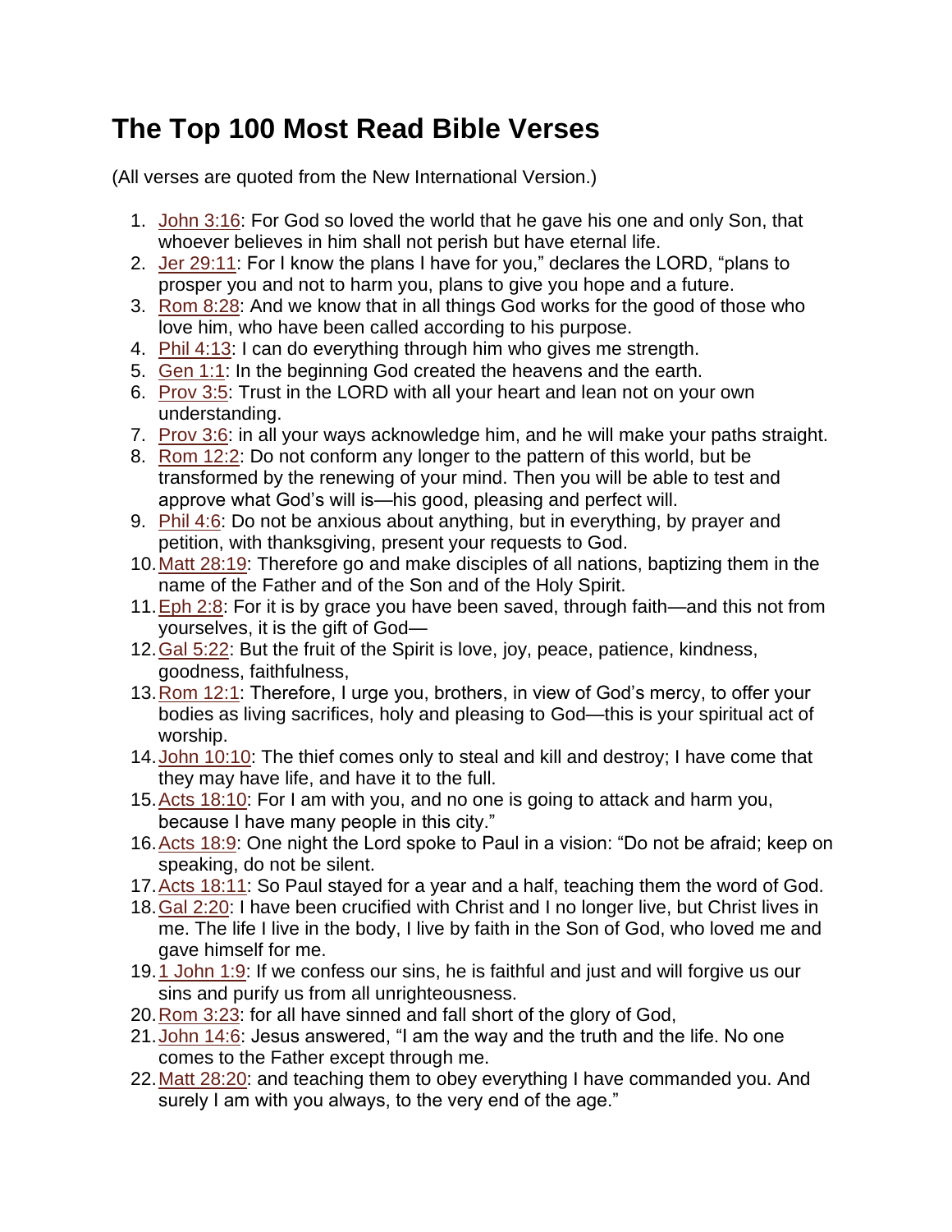# The Top 100 Most Read Bible Verses

(All verses are quoted from the New International Version.)

1. John 3:16: For God so loved the world that he gave his one and only Son, that whoever believes in him shall not perish but have eternal life.
2. Jer 29:11: For I know the plans I have for you," declares the LORD, "plans to prosper you and not to harm you, plans to give you hope and a future.
3. Rom 8:28: And we know that in all things God works for the good of those who love him, who have been called according to his purpose.
4. Phil 4:13: I can do everything through him who gives me strength.
5. Gen 1:1: In the beginning God created the heavens and the earth.
6. Prov 3:5: Trust in the LORD with all your heart and lean not on your own understanding.
7. Prov 3:6: in all your ways acknowledge him, and he will make your paths straight.
8. Rom 12:2: Do not conform any longer to the pattern of this world, but be transformed by the renewing of your mind. Then you will be able to test and approve what God's will is—his good, pleasing and perfect will.
9. Phil 4:6: Do not be anxious about anything, but in everything, by prayer and petition, with thanksgiving, present your requests to God.
10. Matt 28:19: Therefore go and make disciples of all nations, baptizing them in the name of the Father and of the Son and of the Holy Spirit.
11. Eph 2:8: For it is by grace you have been saved, through faith—and this not from yourselves, it is the gift of God—
12. Gal 5:22: But the fruit of the Spirit is love, joy, peace, patience, kindness, goodness, faithfulness,
13. Rom 12:1: Therefore, I urge you, brothers, in view of God's mercy, to offer your bodies as living sacrifices, holy and pleasing to God—this is your spiritual act of worship.
14. John 10:10: The thief comes only to steal and kill and destroy; I have come that they may have life, and have it to the full.
15. Acts 18:10: For I am with you, and no one is going to attack and harm you, because I have many people in this city."
16. Acts 18:9: One night the Lord spoke to Paul in a vision: "Do not be afraid; keep on speaking, do not be silent.
17. Acts 18:11: So Paul stayed for a year and a half, teaching them the word of God.
18. Gal 2:20: I have been crucified with Christ and I no longer live, but Christ lives in me. The life I live in the body, I live by faith in the Son of God, who loved me and gave himself for me.
19. 1 John 1:9: If we confess our sins, he is faithful and just and will forgive us our sins and purify us from all unrighteousness.
20. Rom 3:23: for all have sinned and fall short of the glory of God,
21. John 14:6: Jesus answered, "I am the way and the truth and the life. No one comes to the Father except through me.
22. Matt 28:20: and teaching them to obey everything I have commanded you. And surely I am with you always, to the very end of the age."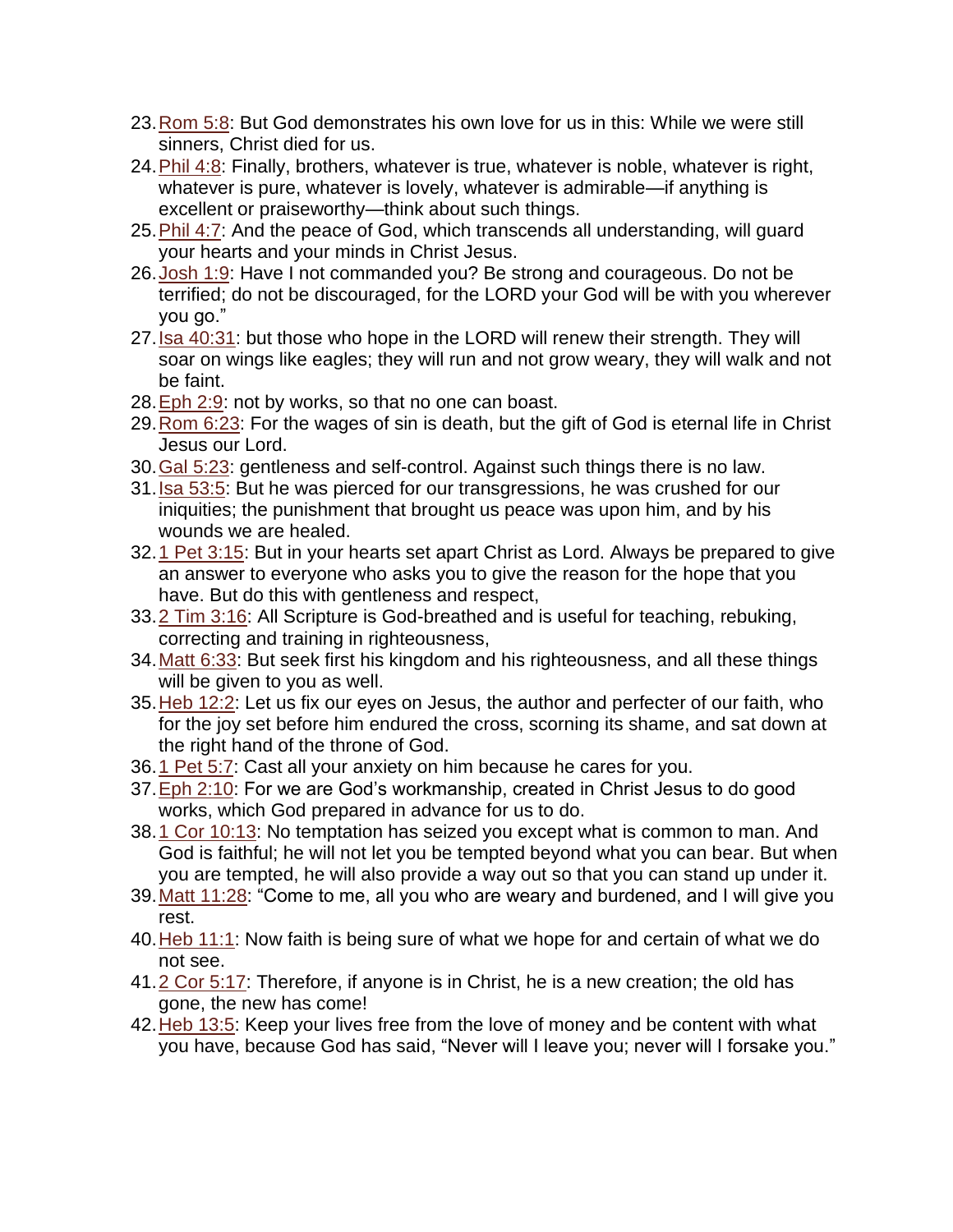23. Rom 5:8: But God demonstrates his own love for us in this: While we were still sinners, Christ died for us.
24. Phil 4:8: Finally, brothers, whatever is true, whatever is noble, whatever is right, whatever is pure, whatever is lovely, whatever is admirable—if anything is excellent or praiseworthy—think about such things.
25. Phil 4:7: And the peace of God, which transcends all understanding, will guard your hearts and your minds in Christ Jesus.
26. Josh 1:9: Have I not commanded you? Be strong and courageous. Do not be terrified; do not be discouraged, for the LORD your God will be with you wherever you go."
27. Isa 40:31: but those who hope in the LORD will renew their strength. They will soar on wings like eagles; they will run and not grow weary, they will walk and not be faint.
28. Eph 2:9: not by works, so that no one can boast.
29. Rom 6:23: For the wages of sin is death, but the gift of God is eternal life in Christ Jesus our Lord.
30. Gal 5:23: gentleness and self-control. Against such things there is no law.
31. Isa 53:5: But he was pierced for our transgressions, he was crushed for our iniquities; the punishment that brought us peace was upon him, and by his wounds we are healed.
32. 1 Pet 3:15: But in your hearts set apart Christ as Lord. Always be prepared to give an answer to everyone who asks you to give the reason for the hope that you have. But do this with gentleness and respect,
33. 2 Tim 3:16: All Scripture is God-breathed and is useful for teaching, rebuking, correcting and training in righteousness,
34. Matt 6:33: But seek first his kingdom and his righteousness, and all these things will be given to you as well.
35. Heb 12:2: Let us fix our eyes on Jesus, the author and perfecter of our faith, who for the joy set before him endured the cross, scorning its shame, and sat down at the right hand of the throne of God.
36. 1 Pet 5:7: Cast all your anxiety on him because he cares for you.
37. Eph 2:10: For we are God's workmanship, created in Christ Jesus to do good works, which God prepared in advance for us to do.
38. 1 Cor 10:13: No temptation has seized you except what is common to man. And God is faithful; he will not let you be tempted beyond what you can bear. But when you are tempted, he will also provide a way out so that you can stand up under it.
39. Matt 11:28: "Come to me, all you who are weary and burdened, and I will give you rest.
40. Heb 11:1: Now faith is being sure of what we hope for and certain of what we do not see.
41. 2 Cor 5:17: Therefore, if anyone is in Christ, he is a new creation; the old has gone, the new has come!
42. Heb 13:5: Keep your lives free from the love of money and be content with what you have, because God has said, "Never will I leave you; never will I forsake you."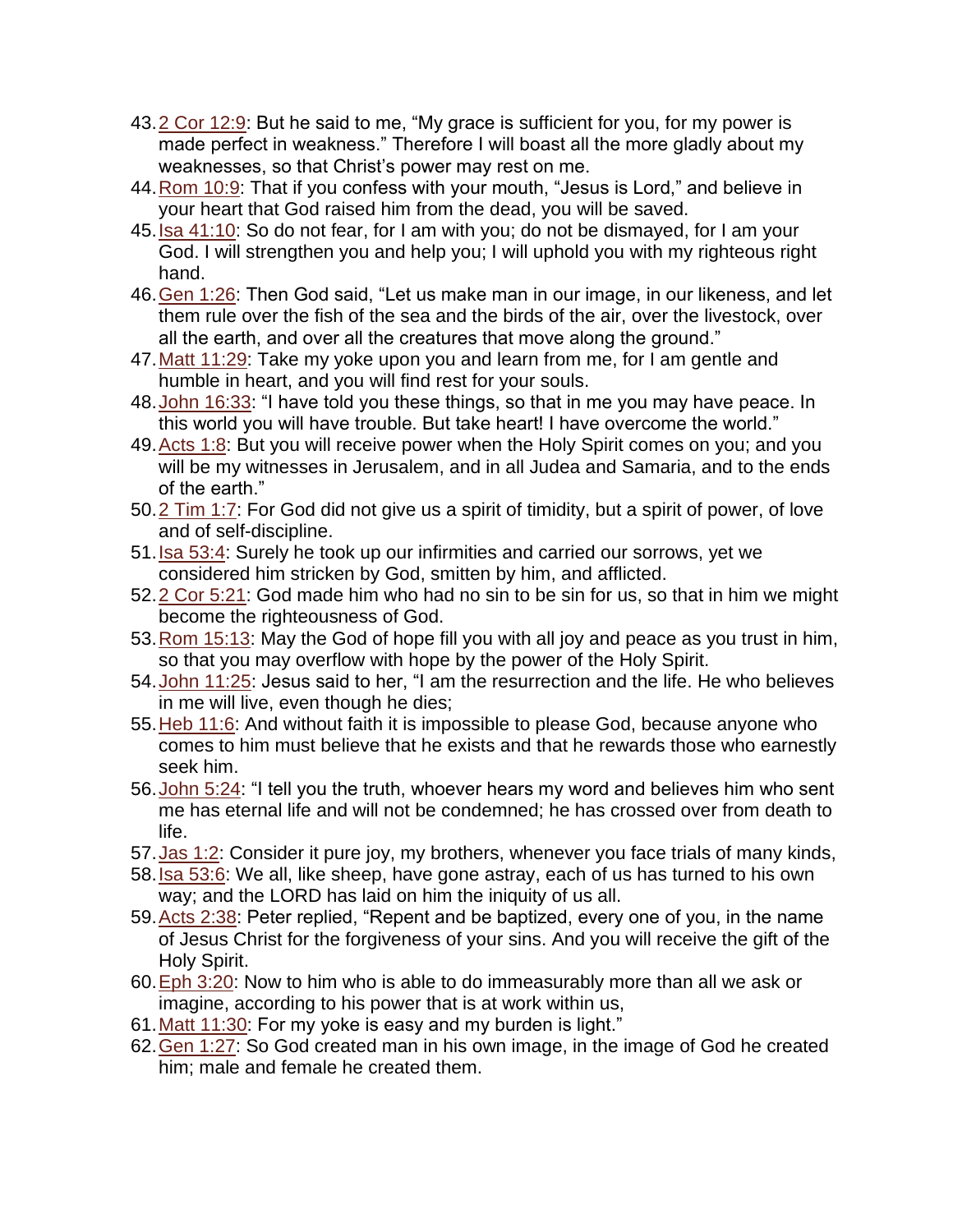43. [2 Cor 12:9](): But he said to me, “My grace is sufficient for you, for my power is made perfect in weakness.” Therefore I will boast all the more gladly about my weaknesses, so that Christ’s power may rest on me.
44. [Rom 10:9](): That if you confess with your mouth, “Jesus is Lord,” and believe in your heart that God raised him from the dead, you will be saved.
45. [Isa 41:10](): So do not fear, for I am with you; do not be dismayed, for I am your God. I will strengthen you and help you; I will uphold you with my righteous right hand.
46. [Gen 1:26](): Then God said, “Let us make man in our image, in our likeness, and let them rule over the fish of the sea and the birds of the air, over the livestock, over all the earth, and over all the creatures that move along the ground.”
47. [Matt 11:29](): Take my yoke upon you and learn from me, for I am gentle and humble in heart, and you will find rest for your souls.
48. [John 16:33](): “I have told you these things, so that in me you may have peace. In this world you will have trouble. But take heart! I have overcome the world.”
49. [Acts 1:8](): But you will receive power when the Holy Spirit comes on you; and you will be my witnesses in Jerusalem, and in all Judea and Samaria, and to the ends of the earth.”
50. [2 Tim 1:7](): For God did not give us a spirit of timidity, but a spirit of power, of love and of self-discipline.
51. [Isa 53:4](): Surely he took up our infirmities and carried our sorrows, yet we considered him stricken by God, smitten by him, and afflicted.
52. [2 Cor 5:21](): God made him who had no sin to be sin for us, so that in him we might become the righteousness of God.
53. [Rom 15:13](): May the God of hope fill you with all joy and peace as you trust in him, so that you may overflow with hope by the power of the Holy Spirit.
54. [John 11:25](): Jesus said to her, “I am the resurrection and the life. He who believes in me will live, even though he dies;
55. [Heb 11:6](): And without faith it is impossible to please God, because anyone who comes to him must believe that he exists and that he rewards those who earnestly seek him.
56. [John 5:24](): “I tell you the truth, whoever hears my word and believes him who sent me has eternal life and will not be condemned; he has crossed over from death to life.
57. [Jas 1:2](): Consider it pure joy, my brothers, whenever you face trials of many kinds,
58. [Isa 53:6](): We all, like sheep, have gone astray, each of us has turned to his own way; and the LORD has laid on him the iniquity of us all.
59. [Acts 2:38](): Peter replied, “Repent and be baptized, every one of you, in the name of Jesus Christ for the forgiveness of your sins. And you will receive the gift of the Holy Spirit.
60. [Eph 3:20](): Now to him who is able to do immeasurably more than all we ask or imagine, according to his power that is at work within us,
61. [Matt 11:30](): For my yoke is easy and my burden is light.”
62. [Gen 1:27](): So God created man in his own image, in the image of God he created him; male and female he created them.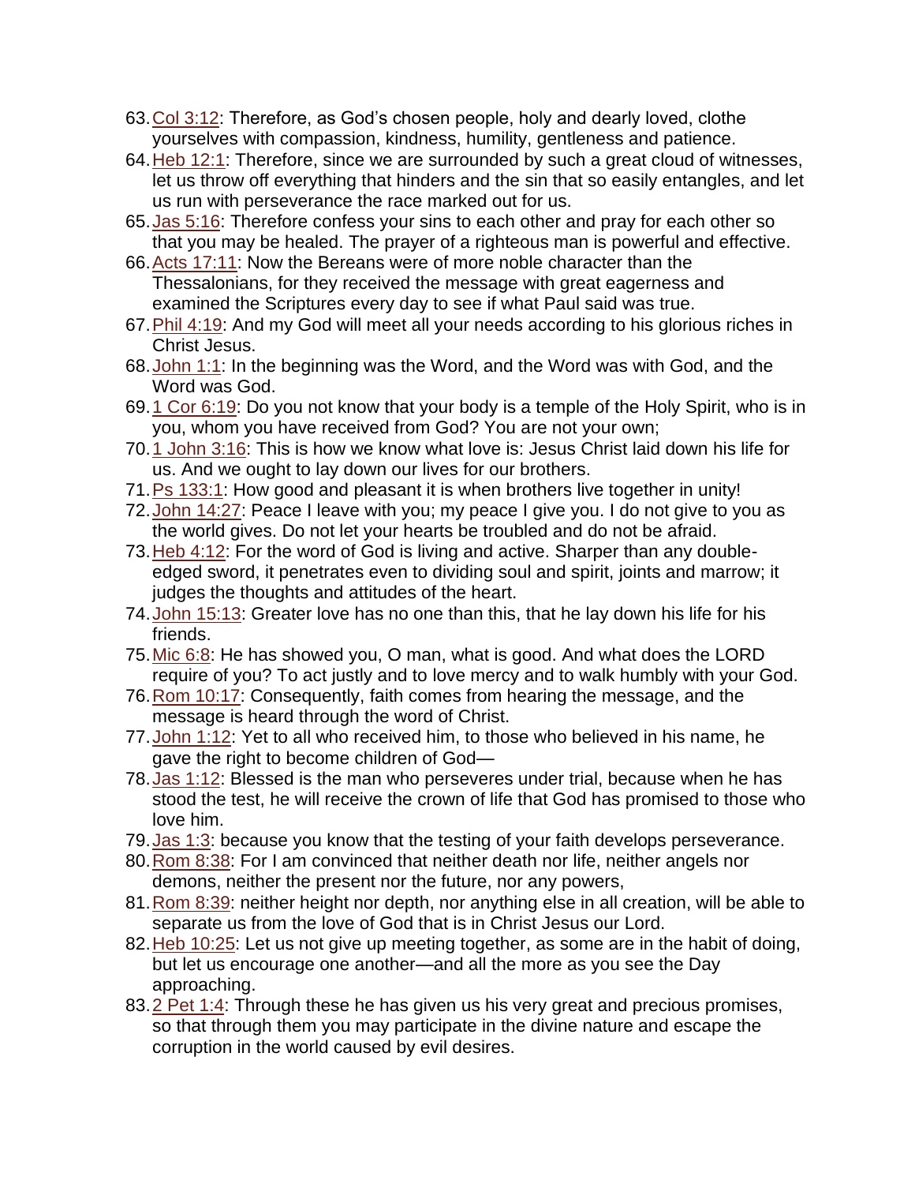63. Col 3:12: Therefore, as God's chosen people, holy and dearly loved, clothe yourselves with compassion, kindness, humility, gentleness and patience.
64. Heb 12:1: Therefore, since we are surrounded by such a great cloud of witnesses, let us throw off everything that hinders and the sin that so easily entangles, and let us run with perseverance the race marked out for us.
65. Jas 5:16: Therefore confess your sins to each other and pray for each other so that you may be healed. The prayer of a righteous man is powerful and effective.
66. Acts 17:11: Now the Bereans were of more noble character than the Thessalonians, for they received the message with great eagerness and examined the Scriptures every day to see if what Paul said was true.
67. Phil 4:19: And my God will meet all your needs according to his glorious riches in Christ Jesus.
68. John 1:1: In the beginning was the Word, and the Word was with God, and the Word was God.
69. 1 Cor 6:19: Do you not know that your body is a temple of the Holy Spirit, who is in you, whom you have received from God? You are not your own;
70. 1 John 3:16: This is how we know what love is: Jesus Christ laid down his life for us. And we ought to lay down our lives for our brothers.
71. Ps 133:1: How good and pleasant it is when brothers live together in unity!
72. John 14:27: Peace I leave with you; my peace I give you. I do not give to you as the world gives. Do not let your hearts be troubled and do not be afraid.
73. Heb 4:12: For the word of God is living and active. Sharper than any double-edged sword, it penetrates even to dividing soul and spirit, joints and marrow; it judges the thoughts and attitudes of the heart.
74. John 15:13: Greater love has no one than this, that he lay down his life for his friends.
75. Mic 6:8: He has showed you, O man, what is good. And what does the LORD require of you? To act justly and to love mercy and to walk humbly with your God.
76. Rom 10:17: Consequently, faith comes from hearing the message, and the message is heard through the word of Christ.
77. John 1:12: Yet to all who received him, to those who believed in his name, he gave the right to become children of God—
78. Jas 1:12: Blessed is the man who perseveres under trial, because when he has stood the test, he will receive the crown of life that God has promised to those who love him.
79. Jas 1:3: because you know that the testing of your faith develops perseverance.
80. Rom 8:38: For I am convinced that neither death nor life, neither angels nor demons, neither the present nor the future, nor any powers,
81. Rom 8:39: neither height nor depth, nor anything else in all creation, will be able to separate us from the love of God that is in Christ Jesus our Lord.
82. Heb 10:25: Let us not give up meeting together, as some are in the habit of doing, but let us encourage one another—and all the more as you see the Day approaching.
83. 2 Pet 1:4: Through these he has given us his very great and precious promises, so that through them you may participate in the divine nature and escape the corruption in the world caused by evil desires.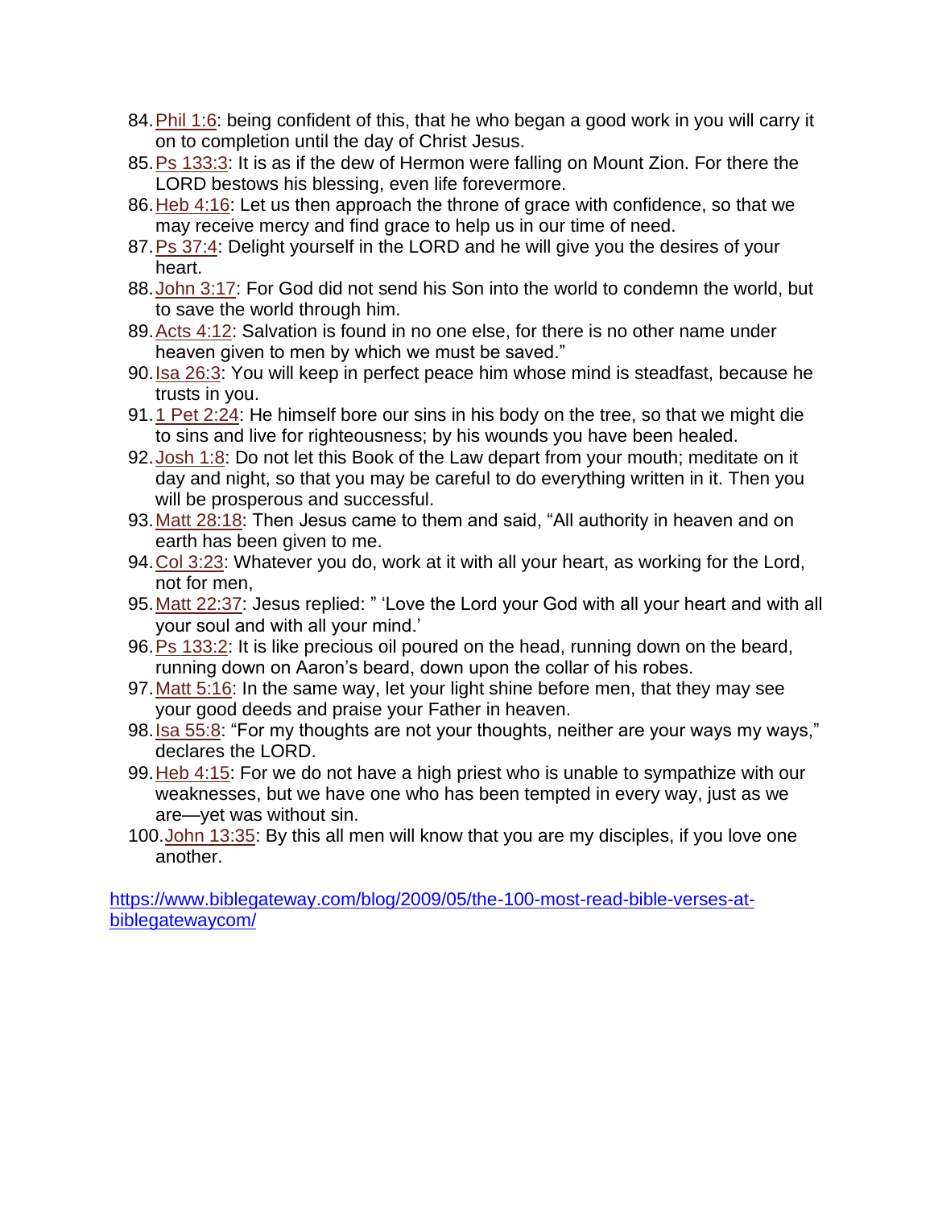84. [Phil 1:6](): being confident of this, that he who began a good work in you will carry it on to completion until the day of Christ Jesus.
85. [Ps 133:3](): It is as if the dew of Hermon were falling on Mount Zion. For there the LORD bestows his blessing, even life forevermore.
86. [Heb 4:16](): Let us then approach the throne of grace with confidence, so that we may receive mercy and find grace to help us in our time of need.
87. [Ps 37:4](): Delight yourself in the LORD and he will give you the desires of your heart.
88. [John 3:17](): For God did not send his Son into the world to condemn the world, but to save the world through him.
89. [Acts 4:12](): Salvation is found in no one else, for there is no other name under heaven given to men by which we must be saved."
90. [Isa 26:3](): You will keep in perfect peace him whose mind is steadfast, because he trusts in you.
91. [1 Pet 2:24](): He himself bore our sins in his body on the tree, so that we might die to sins and live for righteousness; by his wounds you have been healed.
92. [Josh 1:8](): Do not let this Book of the Law depart from your mouth; meditate on it day and night, so that you may be careful to do everything written in it. Then you will be prosperous and successful.
93. [Matt 28:18](): Then Jesus came to them and said, "All authority in heaven and on earth has been given to me.
94. [Col 3:23](): Whatever you do, work at it with all your heart, as working for the Lord, not for men,
95. [Matt 22:37](): Jesus replied: " 'Love the Lord your God with all your heart and with all your soul and with all your mind.'
96. [Ps 133:2](): It is like precious oil poured on the head, running down on the beard, running down on Aaron's beard, down upon the collar of his robes.
97. [Matt 5:16](): In the same way, let your light shine before men, that they may see your good deeds and praise your Father in heaven.
98. [Isa 55:8](): "For my thoughts are not your thoughts, neither are your ways my ways," declares the LORD.
99. [Heb 4:15](): For we do not have a high priest who is unable to sympathize with our weaknesses, but we have one who has been tempted in every way, just as we are—yet was without sin.
100. [John 13:35](): By this all men will know that you are my disciples, if you love one another.

[https://www.biblegateway.com/blog/2009/05/the-100-most-read-bible-verses-at-biblegatewaycom/](https://www.biblegateway.com/blog/2009/05/the-100-most-read-bible-verses-at-biblegatewaycom/)